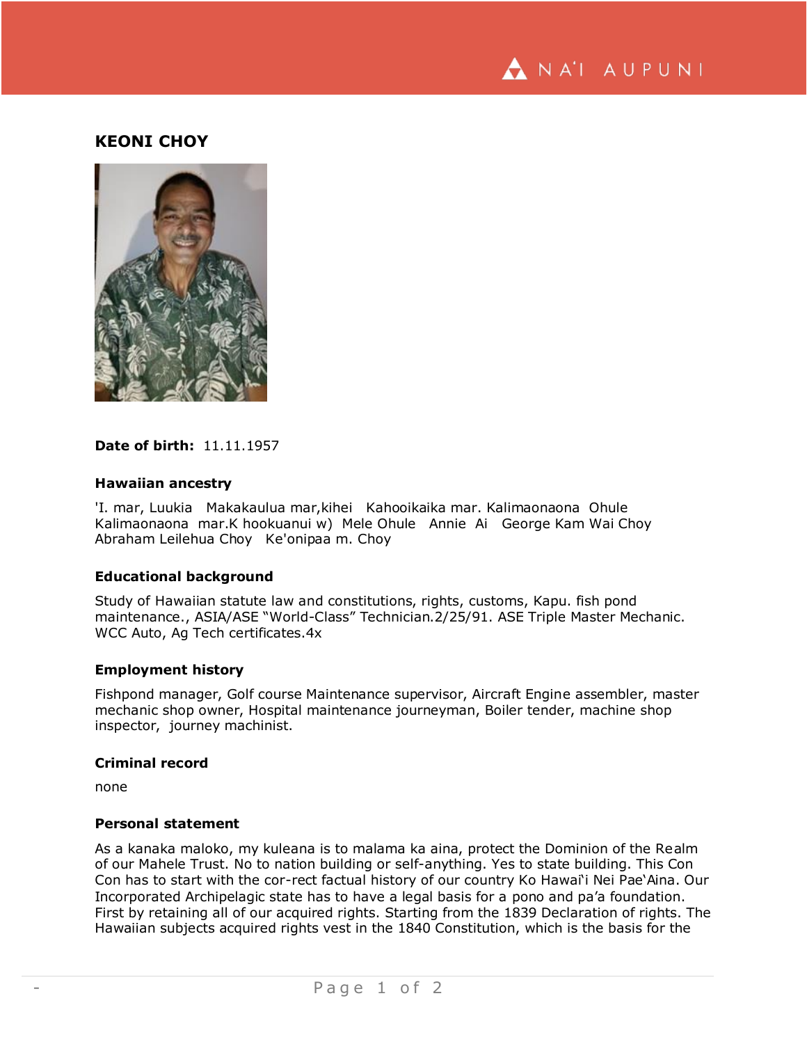## KEONI CHOY

**Date of birth:** 11.11.1957

### Hawaiian ancestry

'I. mar, Luukia Makakaulua mar,kihei Kahooikaika mar. Kalimaonaona Ohule Kalimaonaona mar.K hookuanui w) Mele Ohule Annie Ai George Kam Wai Choy Abraham Leilehua Choy Ke'onipaa m. Choy

### Educational background

Study of Hawaiian statute law and constitutions, rights, customs, Kapu. fish pond maintenance., ASIA/ASE "World-Class" Technician.2/25/91. ASE Triple Master Mechanic. WCC Auto, Ag Tech certificates.4x

### Employment history

Fishpond manager, Golf course Maintenance supervisor, Aircraft Engine assembler, master mechanic shop owner, Hospital maintenance journeyman, Boiler tender, machine shop inspector, journey machinist.

### Criminal record

none

### Personal statement

As a kanaka maloko, my kuleana is to malama ka aina, protect the Dominion of the Realm of our Mahele Trust. No to nation building or self-anything. Yes to state building. This Con Con has to start with the cor-rect factual history of our country Ko Hawai'i Nei Pae'Aina. Our Incorporated Archipelagic state has to have a legal basis for a pono and pa'a foundation. First by retaining all of our acquired rights. Starting from the 1839 Declaration of rights. The Hawaiian subjects acquired rights vest in the 1840 Constitution, which is the basis for the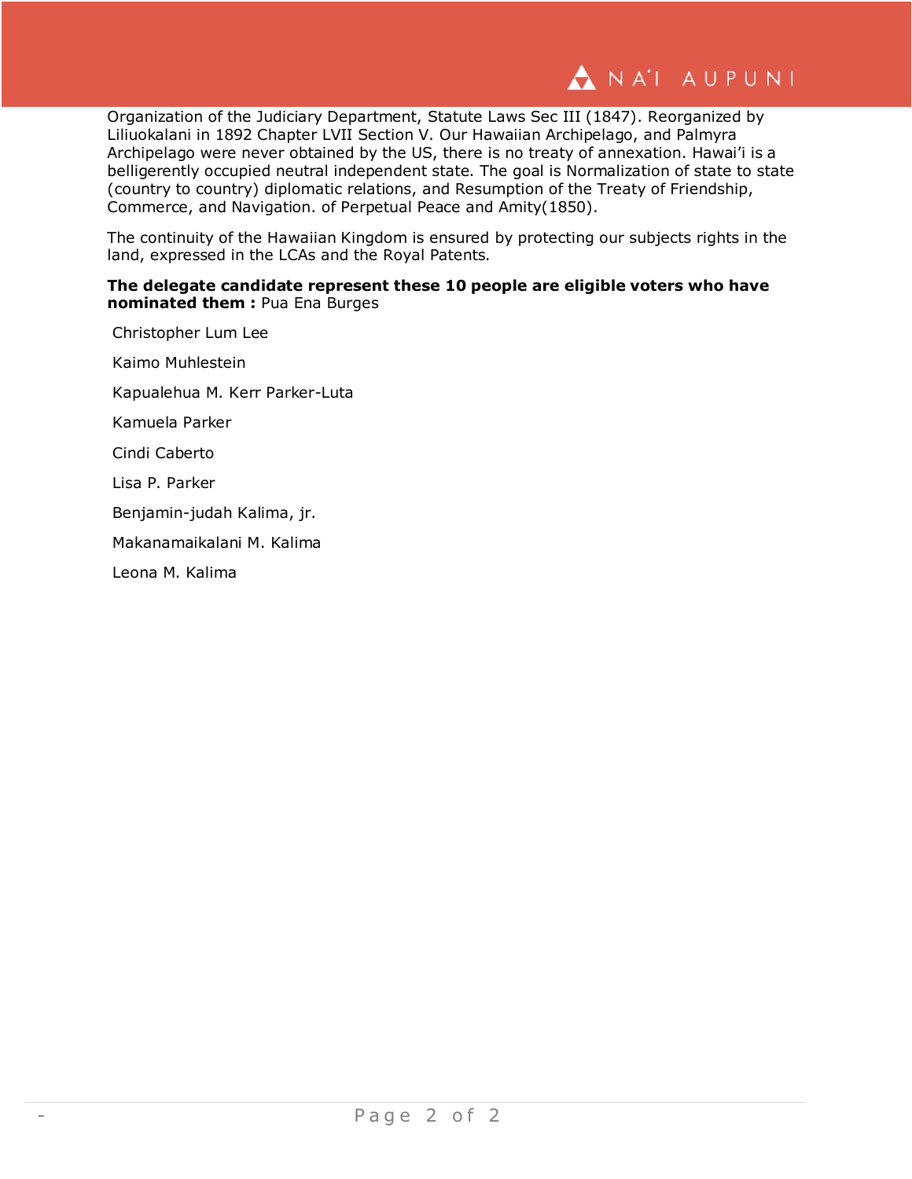Organization of the Judiciary Department, Statute Laws Sec III (1847). Reorganized by Liliuokalani in 1892 Chapter LVII Section V. Our Hawaiian Archipelago, and Palmyra Archipelago were never obtained by the US, there is no treaty of annexation. Hawai'i is a belligerently occupied neutral independent state. The goal is Normalization of state to state (country to country) diplomatic relations, and Resumption of the Treaty of Friendship, Commerce, and Navigation. of Perpetual Peace and Amity(1850).

The continuity of the Hawaiian Kingdom is ensured by protecting our subjects rights in the land, expressed in the LCAs and the Royal Patents.

**The delegate candidate represent these 10 people are eligible voters who have nominated them :** Pua Ena Burges

Christopher Lum Lee

Kaimo Muhlestein

Kapualehua M. Kerr Parker-Luta

Kamuela Parker

Cindi Caberto

Lisa P. Parker

Benjamin-judah Kalima, jr.

Makanamaikalani M. Kalima

Leona M. Kalima